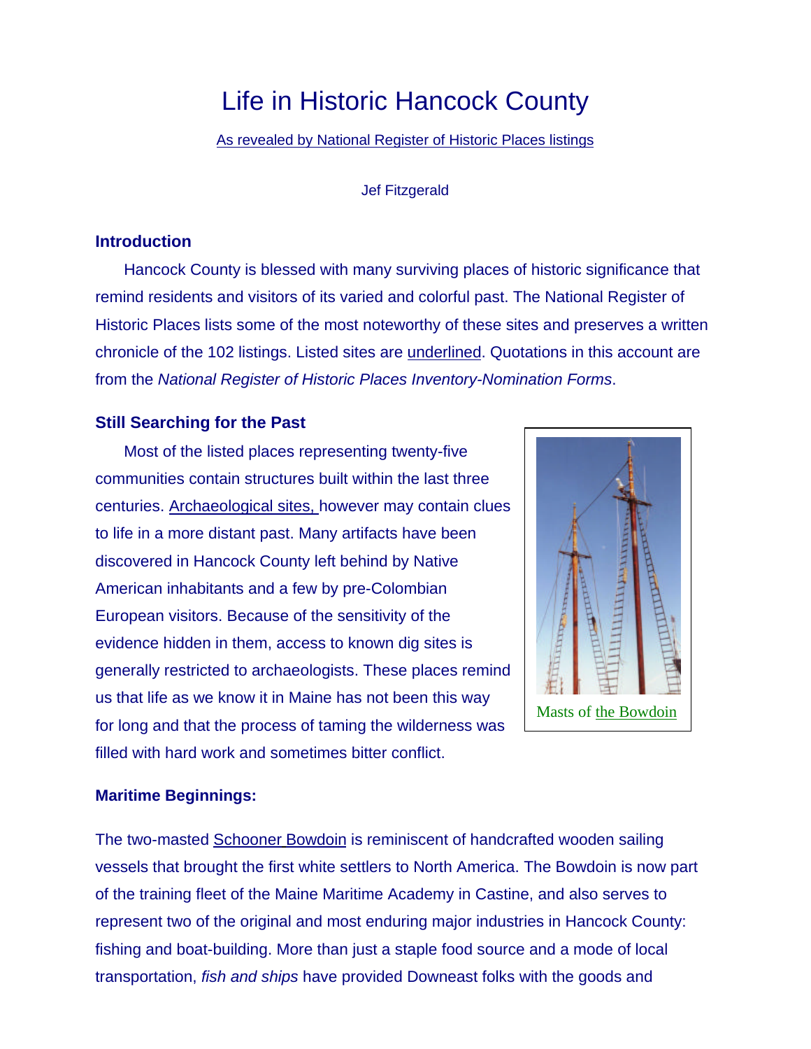# Life in Historic Hancock County

As revealed by National Register of Historic Places listings

Jef Fitzgerald

## Introduction

Hancock County is blessed with many surviving places of historic significance that remind residents and visitors of its varied and colorful past. The National Register of Historic Places lists some of the most noteworthy of these sites and preserves a written chronicle of the 102 listings. Listed sites are underlined. Quotations in this account are from the *National Register of Historic Places Inventory-Nomination Forms*.

## Still Searching for the Past

Most of the listed places representing twenty-five communities contain structures built within the last three centuries. Archaeological sites, however may contain clues to life in a more distant past. Many artifacts have been discovered in Hancock County left behind by Native American inhabitants and a few by pre-Colombian European visitors. Because of the sensitivity of the evidence hidden in them, access to known dig sites is generally restricted to archaeologists. These places remind us that life as we know it in Maine has not been this way for long and that the process of taming the wilderness was filled with hard work and sometimes bitter conflict.

Masts of the Bowdoin

## Maritime Beginnings:

The two-masted Schooner Bowdoin is reminiscent of handcrafted wooden sailing vessels that brought the first white settlers to North America. The Bowdoin is now part of the training fleet of the Maine Maritime Academy in Castine, and also serves to represent two of the original and most enduring major industries in Hancock County: fishing and boat-building. More than just a staple food source and a mode of local transportation, *fish and ships* have provided Downeast folks with the goods and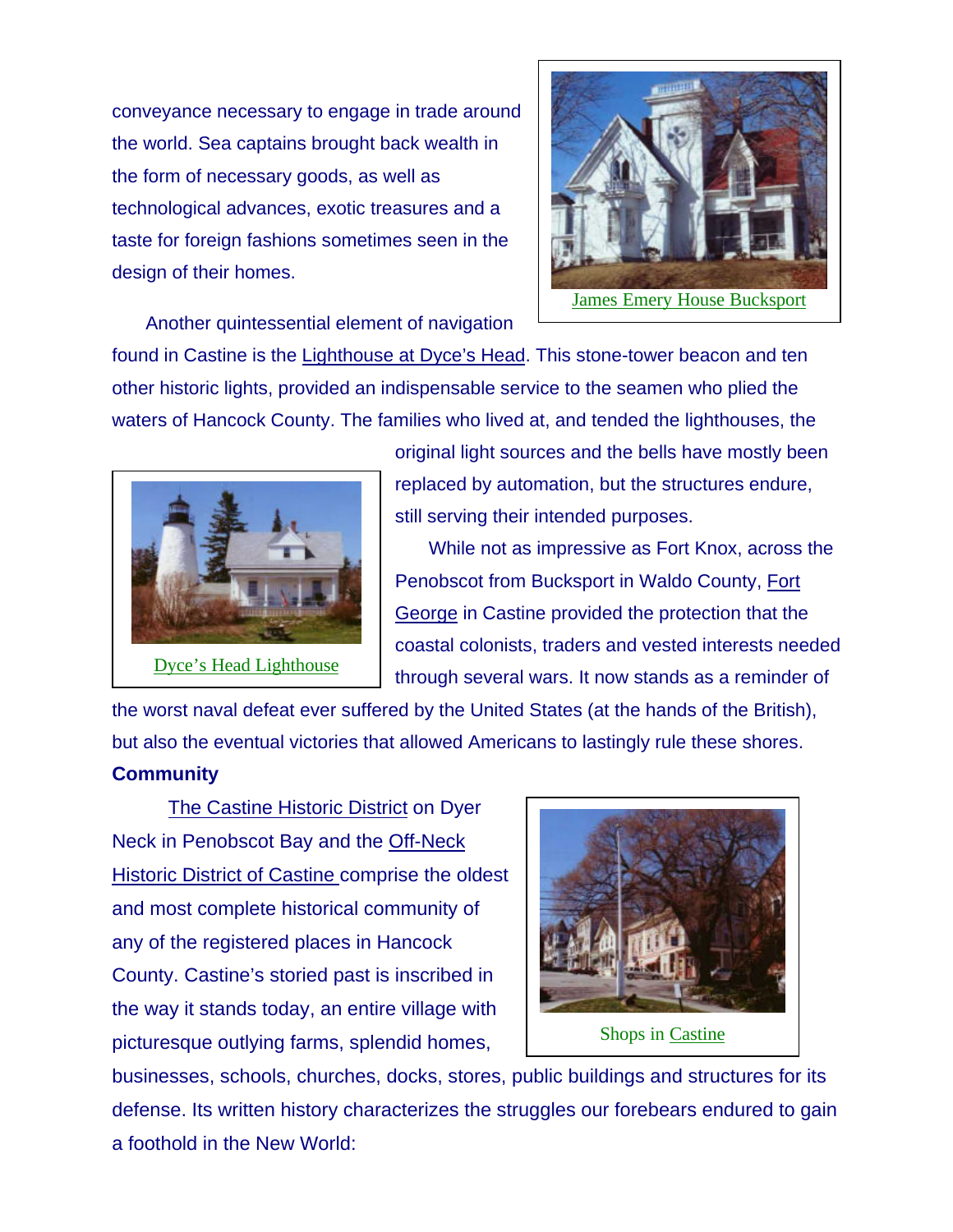conveyance necessary to engage in trade around the world. Sea captains brought back wealth in the form of necessary goods, as well as technological advances, exotic treasures and a taste for foreign fashions sometimes seen in the design of their homes.

James Emery House Bucksport

Another quintessential element of navigation found in Castine is the Lighthouse at Dyce's Head. This stone-tower beacon and ten other historic lights, provided an indispensable service to the seamen who plied the waters of Hancock County. The families who lived at, and tended the lighthouses, the original light sources and the bells have mostly been replaced by automation, but the structures endure, still serving their intended purposes.

Dyce's Head Lighthouse

While not as impressive as Fort Knox, across the Penobscot from Bucksport in Waldo County, Fort George in Castine provided the protection that the coastal colonists, traders and vested interests needed through several wars. It now stands as a reminder of the worst naval defeat ever suffered by the United States (at the hands of the British), but also the eventual victories that allowed Americans to lastingly rule these shores.

**Community**

The Castine Historic District on Dyer Neck in Penobscot Bay and the Off-Neck Historic District of Castine comprise the oldest and most complete historical community of any of the registered places in Hancock County. Castine's storied past is inscribed in the way it stands today, an entire village with picturesque outlying farms, splendid homes, businesses, schools, churches, docks, stores, public buildings and structures for its defense. Its written history characterizes the struggles our forebears endured to gain a foothold in the New World:

Shops in Castine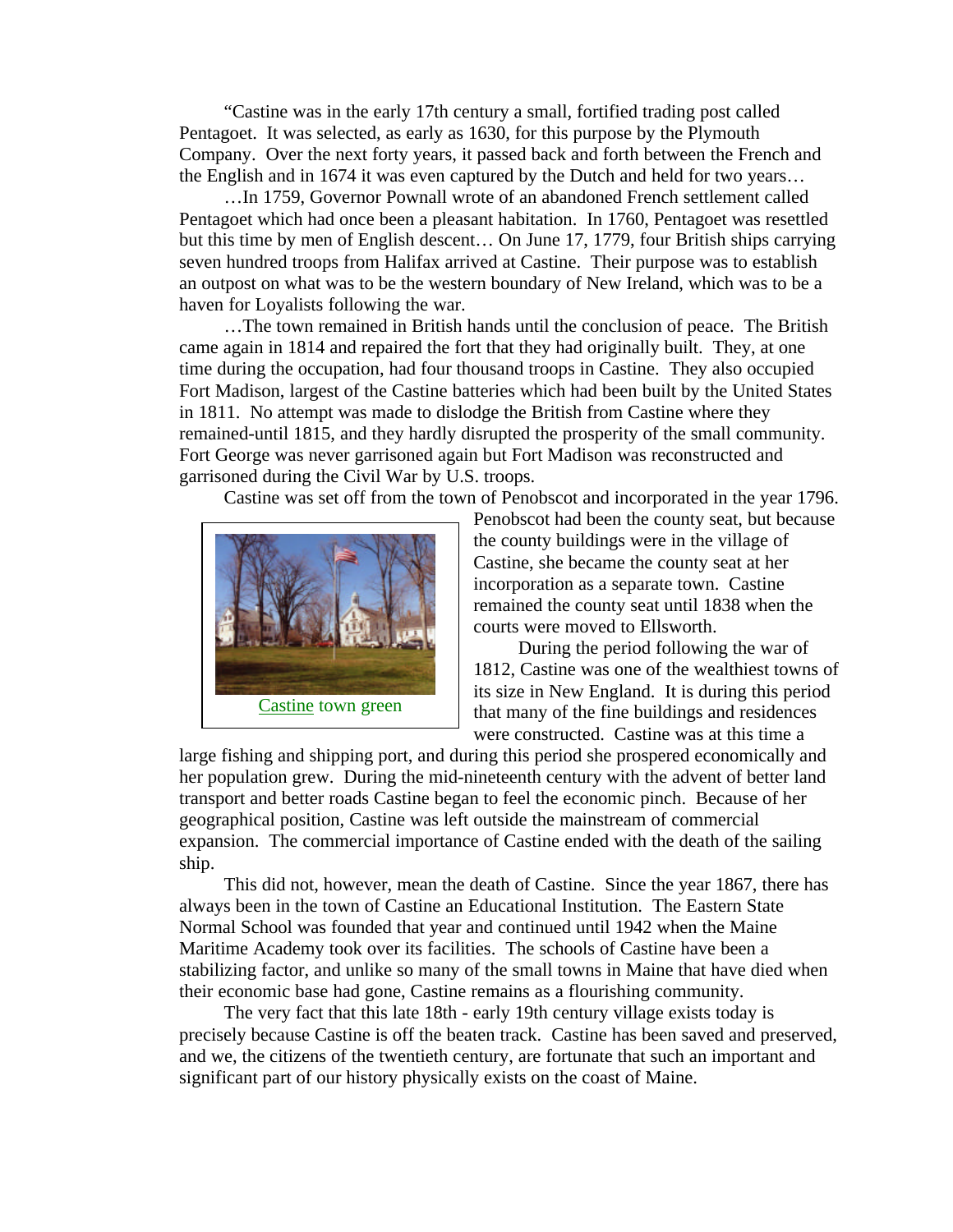"Castine was in the early 17th century a small, fortified trading post called Pentagoet. It was selected, as early as 1630, for this purpose by the Plymouth Company. Over the next forty years, it passed back and forth between the French and the English and in 1674 it was even captured by the Dutch and held for two years…

…In 1759, Governor Pownall wrote of an abandoned French settlement called Pentagoet which had once been a pleasant habitation. In 1760, Pentagoet was resettled but this time by men of English descent… On June 17, 1779, four British ships carrying seven hundred troops from Halifax arrived at Castine. Their purpose was to establish an outpost on what was to be the western boundary of New Ireland, which was to be a haven for Loyalists following the war.

…The town remained in British hands until the conclusion of peace. The British came again in 1814 and repaired the fort that they had originally built. They, at one time during the occupation, had four thousand troops in Castine. They also occupied Fort Madison, largest of the Castine batteries which had been built by the United States in 1811. No attempt was made to dislodge the British from Castine where they remained-until 1815, and they hardly disrupted the prosperity of the small community. Fort George was never garrisoned again but Fort Madison was reconstructed and garrisoned during the Civil War by U.S. troops.

Castine was set off from the town of Penobscot and incorporated in the year 1796. Penobscot had been the county seat, but because the county buildings were in the village of Castine, she became the county seat at her incorporation as a separate town. Castine remained the county seat until 1838 when the courts were moved to Ellsworth.

Castine town green

During the period following the war of 1812, Castine was one of the wealthiest towns of its size in New England. It is during this period that many of the fine buildings and residences were constructed. Castine was at this time a large fishing and shipping port, and during this period she prospered economically and her population grew. During the mid-nineteenth century with the advent of better land transport and better roads Castine began to feel the economic pinch. Because of her geographical position, Castine was left outside the mainstream of commercial expansion. The commercial importance of Castine ended with the death of the sailing ship.

This did not, however, mean the death of Castine. Since the year 1867, there has always been in the town of Castine an Educational Institution. The Eastern State Normal School was founded that year and continued until 1942 when the Maine Maritime Academy took over its facilities. The schools of Castine have been a stabilizing factor, and unlike so many of the small towns in Maine that have died when their economic base had gone, Castine remains as a flourishing community.

The very fact that this late 18th - early 19th century village exists today is precisely because Castine is off the beaten track. Castine has been saved and preserved, and we, the citizens of the twentieth century, are fortunate that such an important and significant part of our history physically exists on the coast of Maine.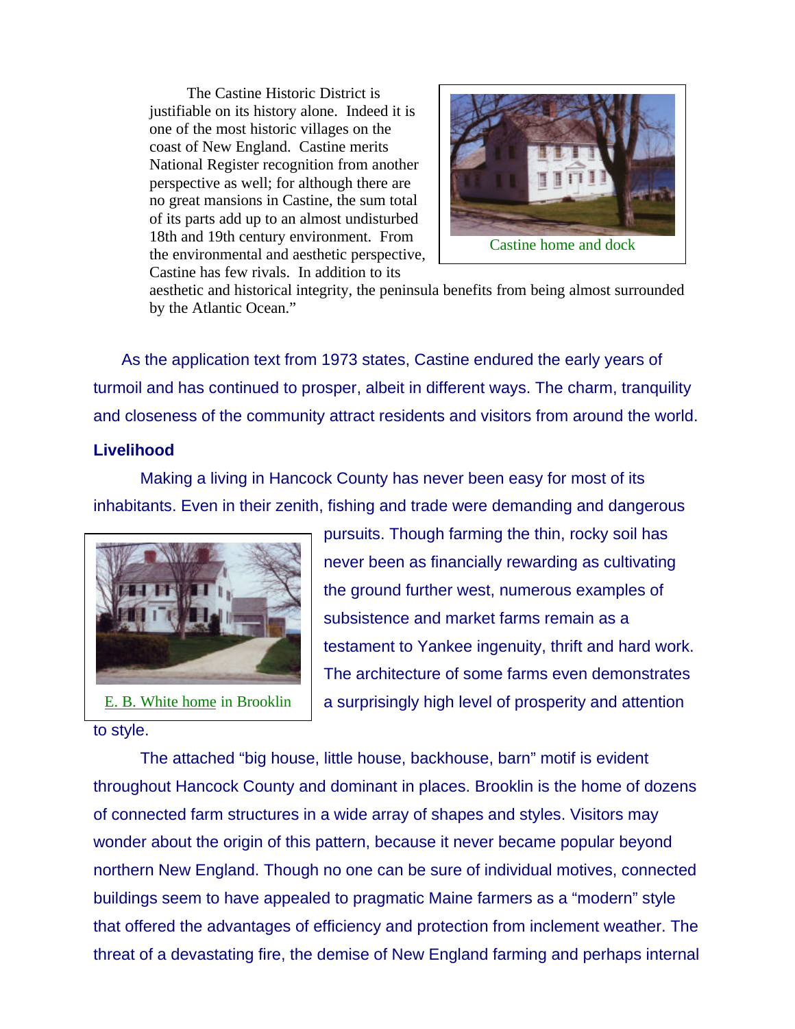The Castine Historic District is justifiable on its history alone. Indeed it is one of the most historic villages on the coast of New England. Castine merits National Register recognition from another perspective as well; for although there are no great mansions in Castine, the sum total of its parts add up to an almost undisturbed 18th and 19th century environment. From the environmental and aesthetic perspective, Castine has few rivals. In addition to its aesthetic and historical integrity, the peninsula benefits from being almost surrounded by the Atlantic Ocean."

Castine home and dock

As the application text from 1973 states, Castine endured the early years of turmoil and has continued to prosper, albeit in different ways. The charm, tranquility and closeness of the community attract residents and visitors from around the world.

**Livelihood**

Making a living in Hancock County has never been easy for most of its inhabitants. Even in their zenith, fishing and trade were demanding and dangerous pursuits. Though farming the thin, rocky soil has never been as financially rewarding as cultivating the ground further west, numerous examples of subsistence and market farms remain as a testament to Yankee ingenuity, thrift and hard work. The architecture of some farms even demonstrates a surprisingly high level of prosperity and attention to style.

E. B. White home in Brooklin

The attached "big house, little house, backhouse, barn" motif is evident throughout Hancock County and dominant in places. Brooklin is the home of dozens of connected farm structures in a wide array of shapes and styles. Visitors may wonder about the origin of this pattern, because it never became popular beyond northern New England. Though no one can be sure of individual motives, connected buildings seem to have appealed to pragmatic Maine farmers as a "modern" style that offered the advantages of efficiency and protection from inclement weather. The threat of a devastating fire, the demise of New England farming and perhaps internal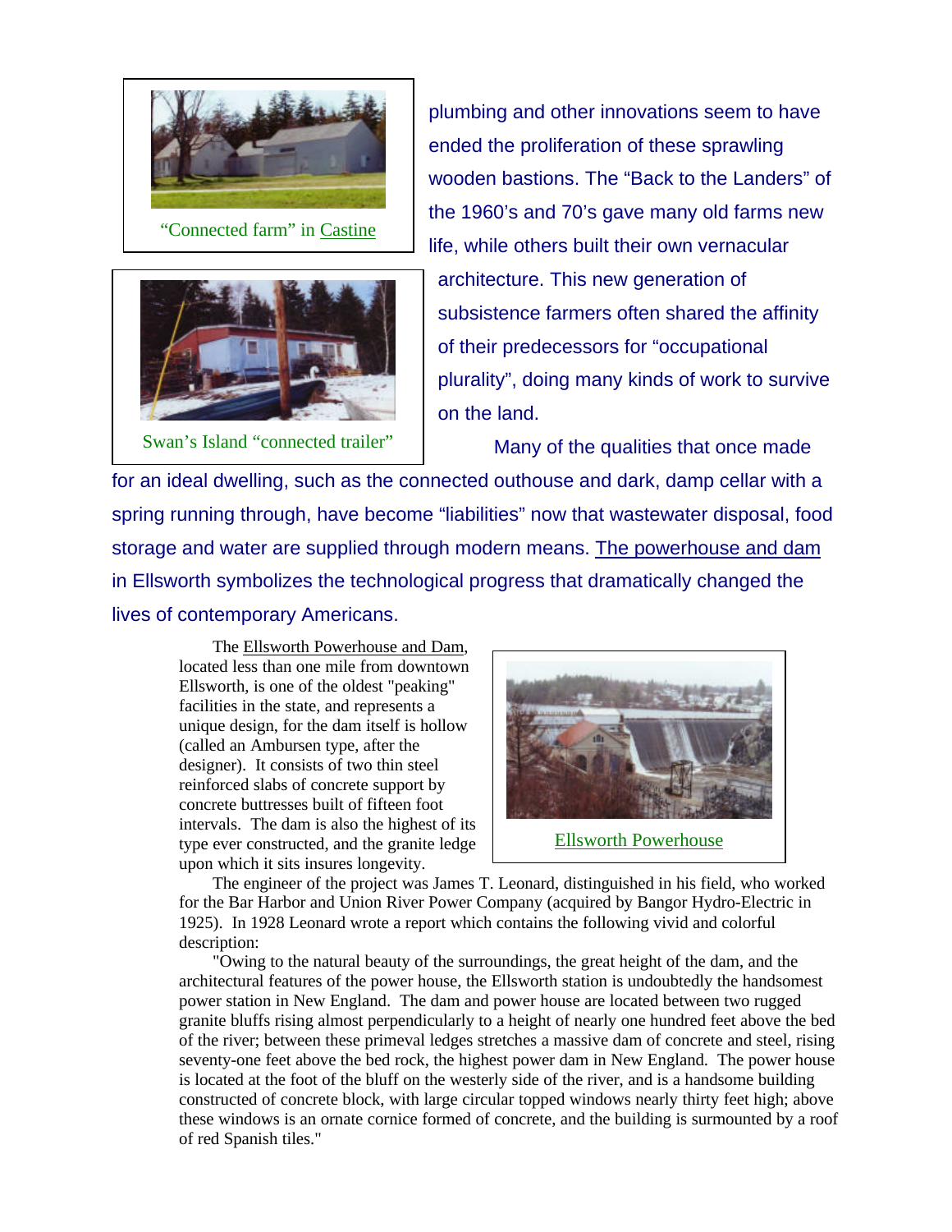“Connected farm” in Castine

Swan’s Island “connected trailer”

plumbing and other innovations seem to have ended the proliferation of these sprawling wooden bastions. The “Back to the Landers” of the 1960’s and 70’s gave many old farms new life, while others built their own vernacular architecture. This new generation of subsistence farmers often shared the affinity of their predecessors for “occupational plurality”, doing many kinds of work to survive on the land.

Many of the qualities that once made for an ideal dwelling, such as the connected outhouse and dark, damp cellar with a spring running through, have become “liabilities” now that wastewater disposal, food storage and water are supplied through modern means. The powerhouse and dam in Ellsworth symbolizes the technological progress that dramatically changed the lives of contemporary Americans.

The Ellsworth Powerhouse and Dam, located less than one mile from downtown Ellsworth, is one of the oldest "peaking" facilities in the state, and represents a unique design, for the dam itself is hollow (called an Ambursen type, after the designer). It consists of two thin steel reinforced slabs of concrete support by concrete buttresses built of fifteen foot intervals. The dam is also the highest of its type ever constructed, and the granite ledge upon which it sits insures longevity.

Ellsworth Powerhouse

The engineer of the project was James T. Leonard, distinguished in his field, who worked for the Bar Harbor and Union River Power Company (acquired by Bangor Hydro-Electric in 1925). In 1928 Leonard wrote a report which contains the following vivid and colorful description:

"Owing to the natural beauty of the surroundings, the great height of the dam, and the architectural features of the power house, the Ellsworth station is undoubtedly the handsomest power station in New England. The dam and power house are located between two rugged granite bluffs rising almost perpendicularly to a height of nearly one hundred feet above the bed of the river; between these primeval ledges stretches a massive dam of concrete and steel, rising seventy-one feet above the bed rock, the highest power dam in New England. The power house is located at the foot of the bluff on the westerly side of the river, and is a handsome building constructed of concrete block, with large circular topped windows nearly thirty feet high; above these windows is an ornate cornice formed of concrete, and the building is surmounted by a roof of red Spanish tiles."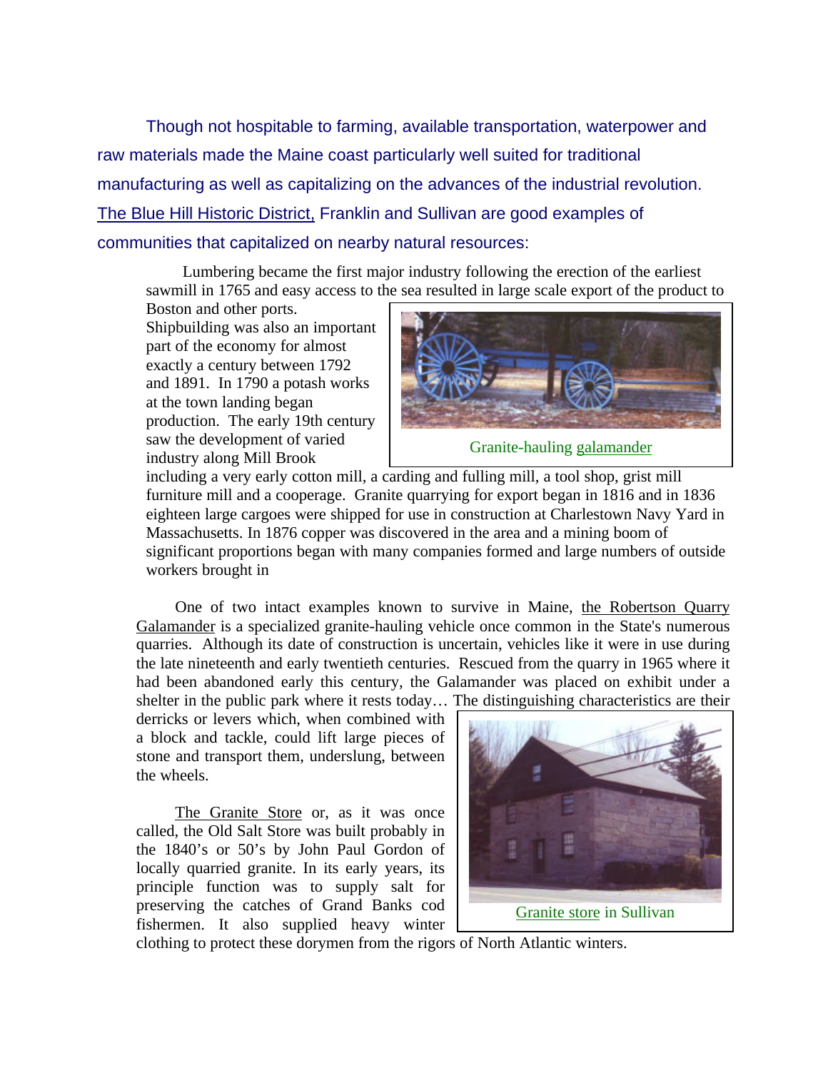Though not hospitable to farming, available transportation, waterpower and raw materials made the Maine coast particularly well suited for traditional manufacturing as well as capitalizing on the advances of the industrial revolution. The Blue Hill Historic District, Franklin and Sullivan are good examples of communities that capitalized on nearby natural resources:

> Lumbering became the first major industry following the erection of the earliest sawmill in 1765 and easy access to the sea resulted in large scale export of the product to Boston and other ports. Shipbuilding was also an important part of the economy for almost exactly a century between 1792 and 1891. In 1790 a potash works at the town landing began production. The early 19th century saw the development of varied industry along Mill Brook including a very early cotton mill, a carding and fulling mill, a tool shop, grist mill furniture mill and a cooperage. Granite quarrying for export began in 1816 and in 1836 eighteen large cargoes were shipped for use in construction at Charlestown Navy Yard in Massachusetts. In 1876 copper was discovered in the area and a mining boom of significant proportions began with many companies formed and large numbers of outside workers brought in

Granite-hauling galamander

One of two intact examples known to survive in Maine, the Robertson Quarry Galamander is a specialized granite-hauling vehicle once common in the State's numerous quarries. Although its date of construction is uncertain, vehicles like it were in use during the late nineteenth and early twentieth centuries. Rescued from the quarry in 1965 where it had been abandoned early this century, the Galamander was placed on exhibit under a shelter in the public park where it rests today… The distinguishing characteristics are their derricks or levers which, when combined with a block and tackle, could lift large pieces of stone and transport them, underslung, between the wheels.

The Granite Store or, as it was once called, the Old Salt Store was built probably in the 1840's or 50's by John Paul Gordon of locally quarried granite. In its early years, its principle function was to supply salt for preserving the catches of Grand Banks cod fishermen. It also supplied heavy winter clothing to protect these dorymen from the rigors of North Atlantic winters.

Granite store in Sullivan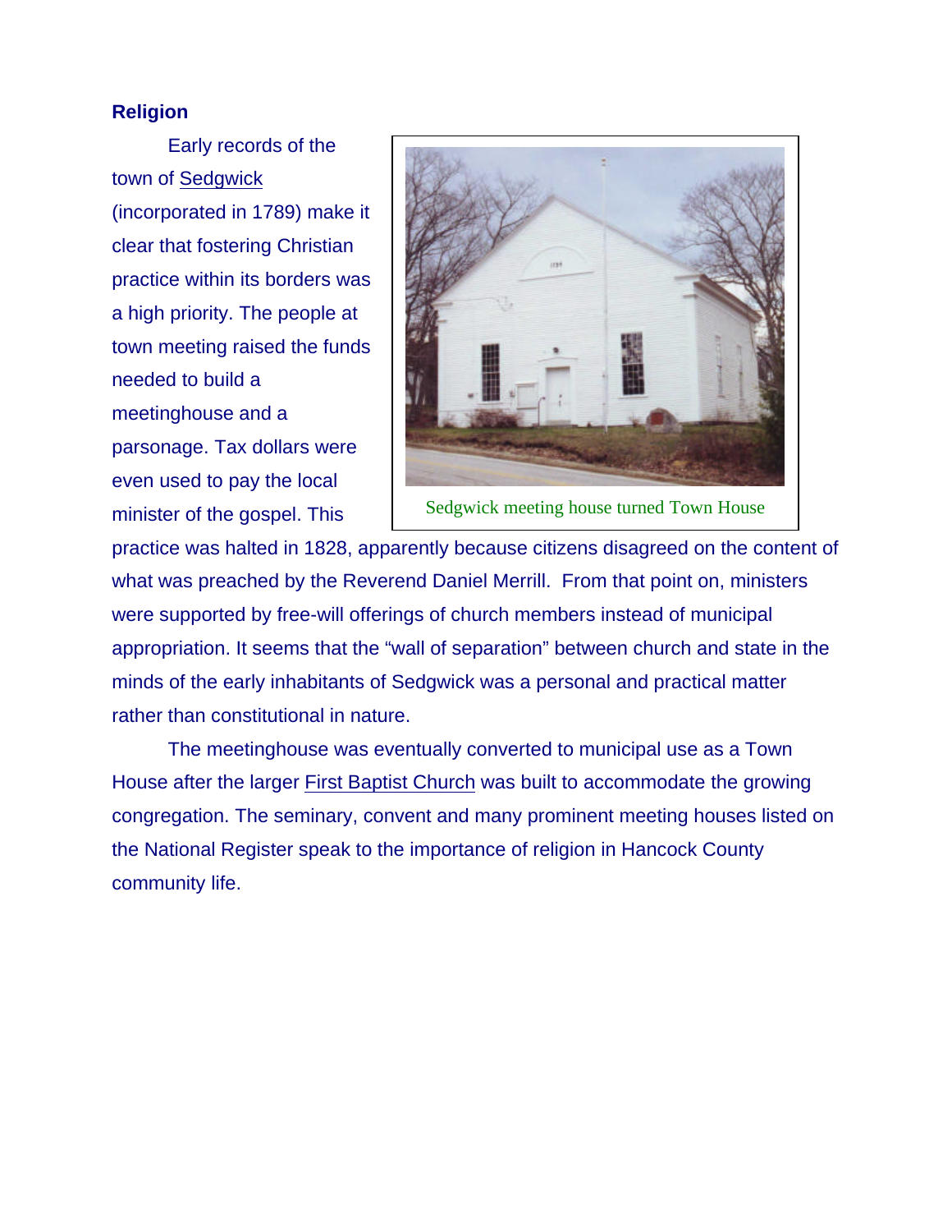## Religion

Early records of the town of Sedgwick (incorporated in 1789) make it clear that fostering Christian practice within its borders was a high priority. The people at town meeting raised the funds needed to build a meetinghouse and a parsonage. Tax dollars were even used to pay the local minister of the gospel. This practice was halted in 1828, apparently because citizens disagreed on the content of what was preached by the Reverend Daniel Merrill. From that point on, ministers were supported by free-will offerings of church members instead of municipal appropriation. It seems that the "wall of separation" between church and state in the minds of the early inhabitants of Sedgwick was a personal and practical matter rather than constitutional in nature.

Sedgwick meeting house turned Town House

The meetinghouse was eventually converted to municipal use as a Town House after the larger First Baptist Church was built to accommodate the growing congregation. The seminary, convent and many prominent meeting houses listed on the National Register speak to the importance of religion in Hancock County community life.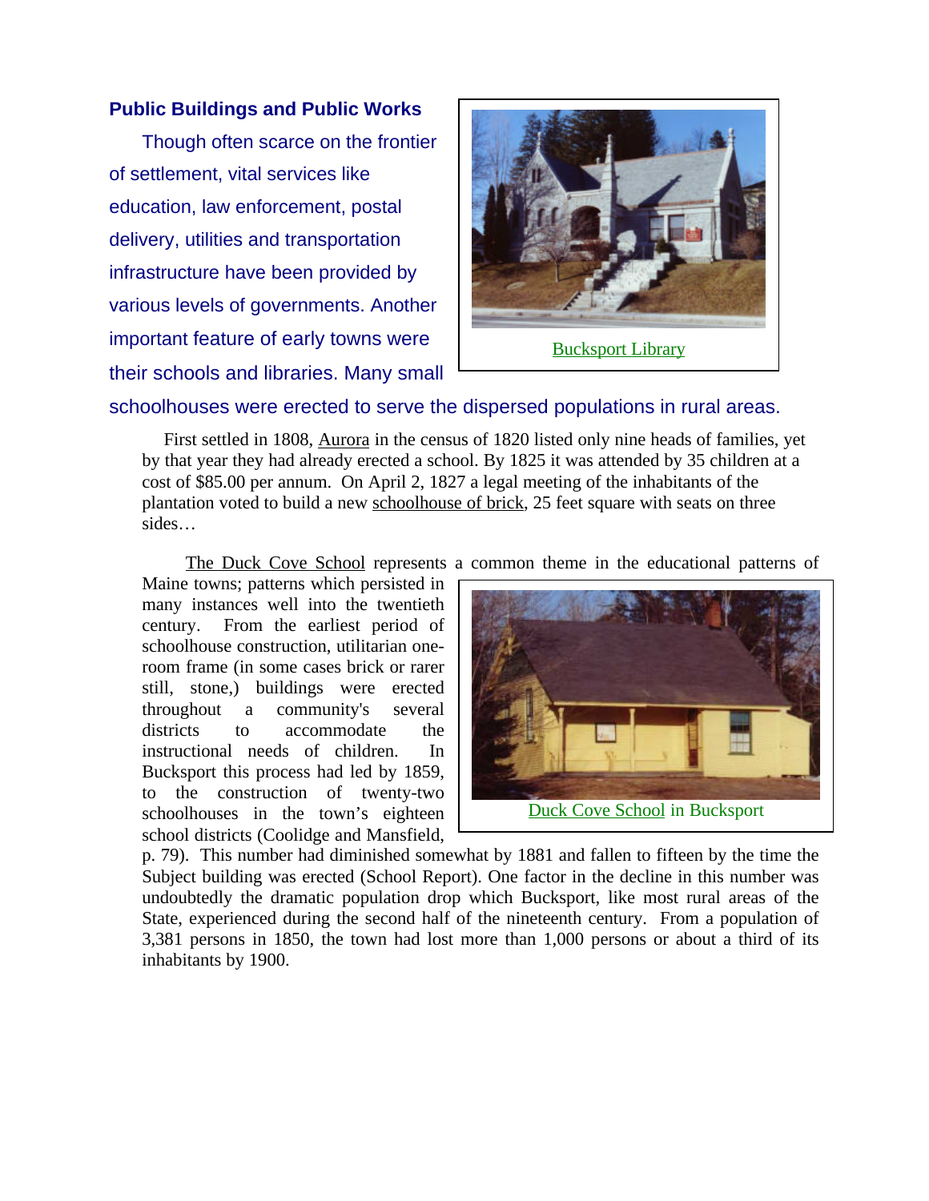### Public Buildings and Public Works

Though often scarce on the frontier of settlement, vital services like education, law enforcement, postal delivery, utilities and transportation infrastructure have been provided by various levels of governments. Another important feature of early towns were their schools and libraries. Many small schoolhouses were erected to serve the dispersed populations in rural areas.

Bucksport Library

First settled in 1808, Aurora in the census of 1820 listed only nine heads of families, yet by that year they had already erected a school. By 1825 it was attended by 35 children at a cost of $85.00 per annum. On April 2, 1827 a legal meeting of the inhabitants of the plantation voted to build a new schoolhouse of brick, 25 feet square with seats on three sides…

The Duck Cove School represents a common theme in the educational patterns of Maine towns; patterns which persisted in many instances well into the twentieth century. From the earliest period of schoolhouse construction, utilitarian one-room frame (in some cases brick or rarer still, stone,) buildings were erected throughout a community's several districts to accommodate the instructional needs of children. In Bucksport this process had led by 1859, to the construction of twenty-two schoolhouses in the town's eighteen school districts (Coolidge and Mansfield, p. 79). This number had diminished somewhat by 1881 and fallen to fifteen by the time the Subject building was erected (School Report). One factor in the decline in this number was undoubtedly the dramatic population drop which Bucksport, like most rural areas of the State, experienced during the second half of the nineteenth century. From a population of 3,381 persons in 1850, the town had lost more than 1,000 persons or about a third of its inhabitants by 1900.

Duck Cove School in Bucksport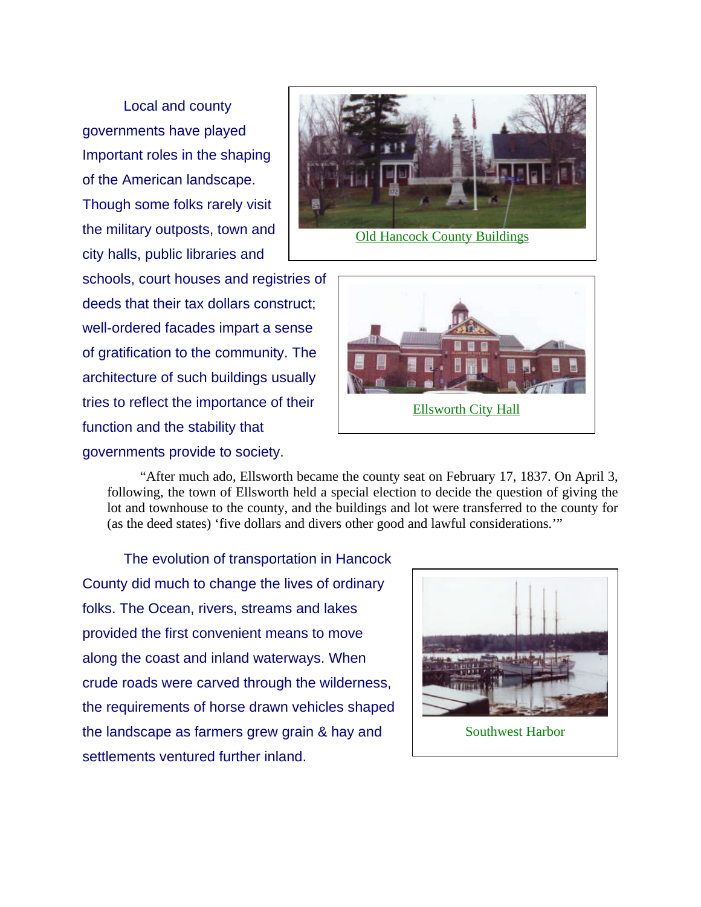Local and county governments have played Important roles in the shaping of the American landscape. Though some folks rarely visit the military outposts, town and city halls, public libraries and schools, court houses and registries of deeds that their tax dollars construct; well-ordered facades impart a sense of gratification to the community. The architecture of such buildings usually tries to reflect the importance of their function and the stability that governments provide to society.

Old Hancock County Buildings

Ellsworth City Hall

"After much ado, Ellsworth became the county seat on February 17, 1837. On April 3, following, the town of Ellsworth held a special election to decide the question of giving the lot and townhouse to the county, and the buildings and lot were transferred to the county for (as the deed states) 'five dollars and divers other good and lawful considerations.'"

The evolution of transportation in Hancock County did much to change the lives of ordinary folks. The Ocean, rivers, streams and lakes provided the first convenient means to move along the coast and inland waterways. When crude roads were carved through the wilderness, the requirements of horse drawn vehicles shaped the landscape as farmers grew grain & hay and settlements ventured further inland.

Southwest Harbor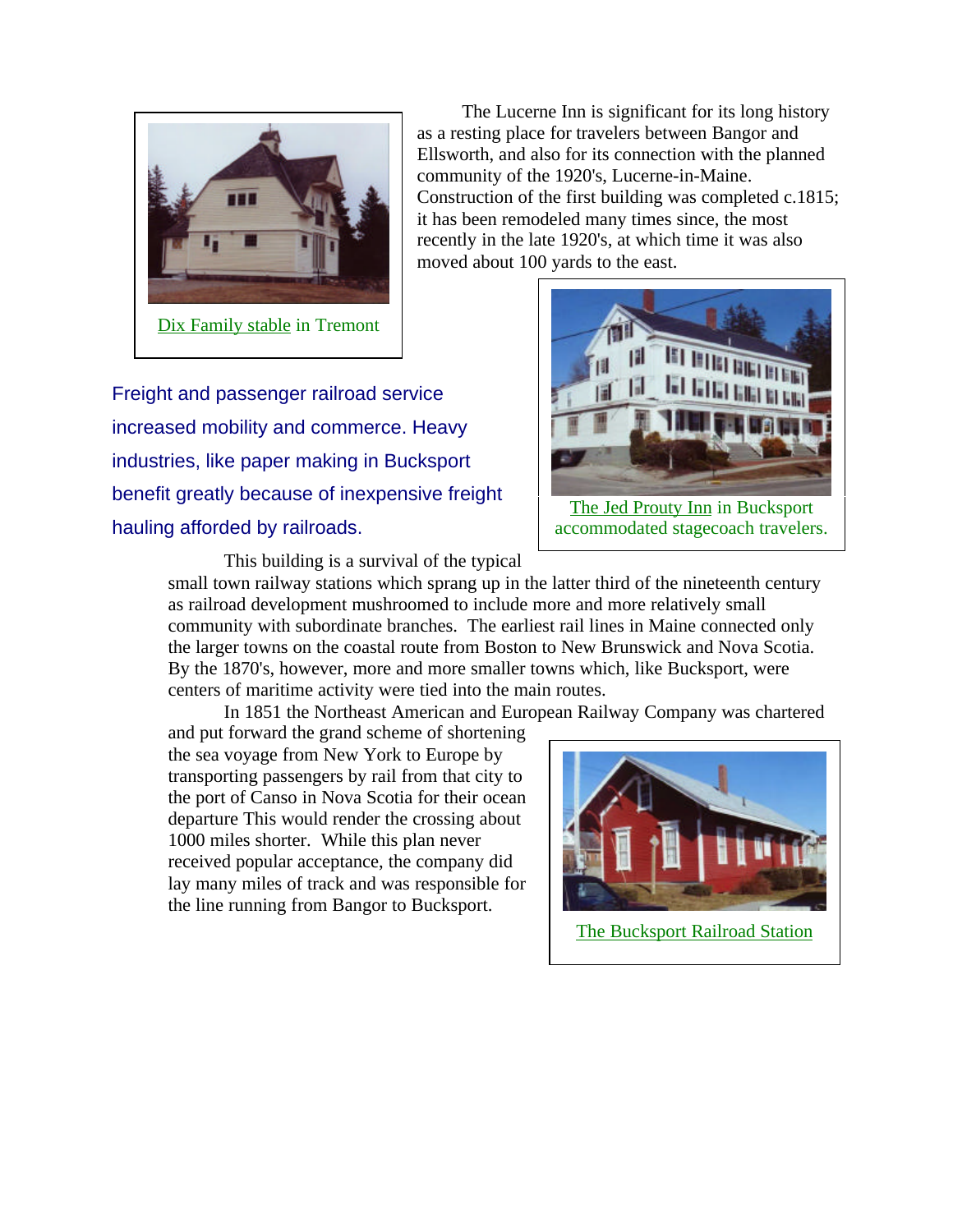Dix Family stable in Tremont

The Lucerne Inn is significant for its long history as a resting place for travelers between Bangor and Ellsworth, and also for its connection with the planned community of the 1920's, Lucerne-in-Maine. Construction of the first building was completed c.1815; it has been remodeled many times since, the most recently in the late 1920's, at which time it was also moved about 100 yards to the east.

Freight and passenger railroad service increased mobility and commerce. Heavy industries, like paper making in Bucksport benefit greatly because of inexpensive freight hauling afforded by railroads.

The Jed Prouty Inn in Bucksport accommodated stagecoach travelers.

This building is a survival of the typical small town railway stations which sprang up in the latter third of the nineteenth century as railroad development mushroomed to include more and more relatively small community with subordinate branches. The earliest rail lines in Maine connected only the larger towns on the coastal route from Boston to New Brunswick and Nova Scotia. By the 1870's, however, more and more smaller towns which, like Bucksport, were centers of maritime activity were tied into the main routes.

In 1851 the Northeast American and European Railway Company was chartered and put forward the grand scheme of shortening the sea voyage from New York to Europe by transporting passengers by rail from that city to the port of Canso in Nova Scotia for their ocean departure This would render the crossing about 1000 miles shorter. While this plan never received popular acceptance, the company did lay many miles of track and was responsible for the line running from Bangor to Bucksport.

The Bucksport Railroad Station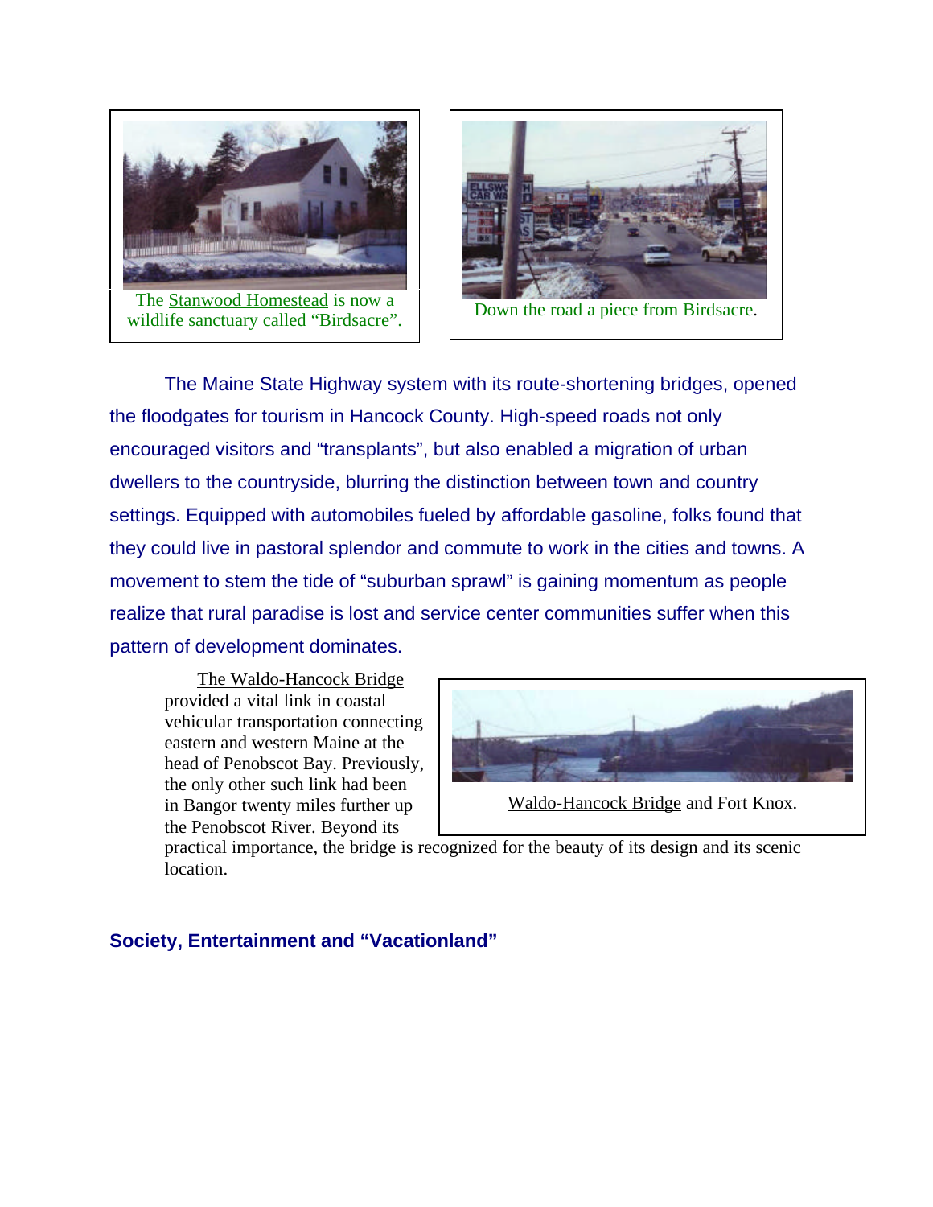The Stanwood Homestead is now a wildlife sanctuary called "Birdsacre".

Down the road a piece from Birdsacre.

The Maine State Highway system with its route-shortening bridges, opened the floodgates for tourism in Hancock County. High-speed roads not only encouraged visitors and "transplants", but also enabled a migration of urban dwellers to the countryside, blurring the distinction between town and country settings. Equipped with automobiles fueled by affordable gasoline, folks found that they could live in pastoral splendor and commute to work in the cities and towns. A movement to stem the tide of "suburban sprawl" is gaining momentum as people realize that rural paradise is lost and service center communities suffer when this pattern of development dominates.

The Waldo-Hancock Bridge provided a vital link in coastal vehicular transportation connecting eastern and western Maine at the head of Penobscot Bay. Previously, the only other such link had been in Bangor twenty miles further up the Penobscot River. Beyond its practical importance, the bridge is recognized for the beauty of its design and its scenic location.

Waldo-Hancock Bridge and Fort Knox.

## Society, Entertainment and "Vacationland"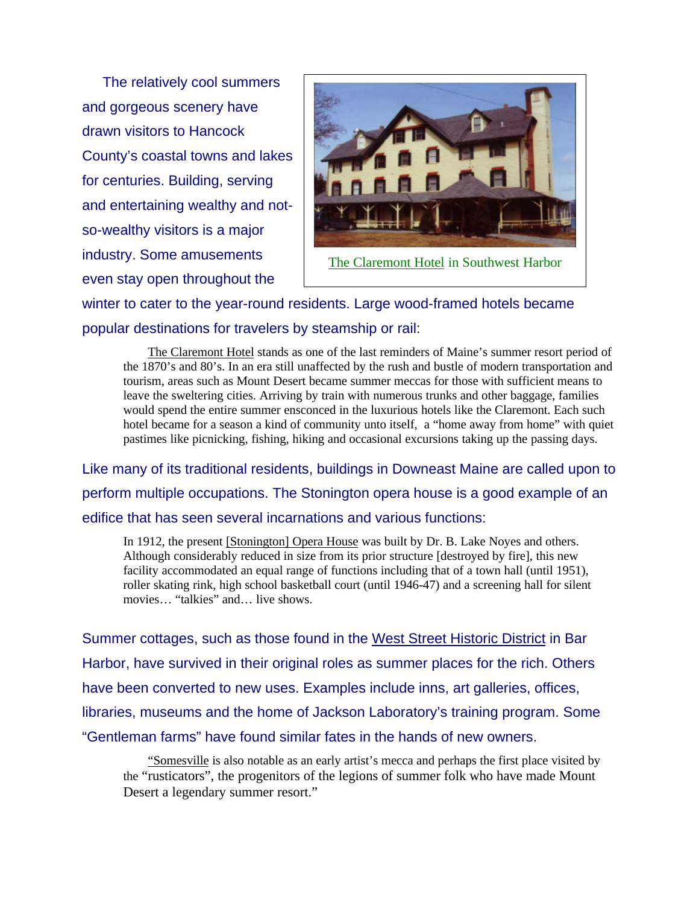The relatively cool summers and gorgeous scenery have drawn visitors to Hancock County's coastal towns and lakes for centuries. Building, serving and entertaining wealthy and not-so-wealthy visitors is a major industry. Some amusements even stay open throughout the winter to cater to the year-round residents. Large wood-framed hotels became popular destinations for travelers by steamship or rail:

The Claremont Hotel in Southwest Harbor

> The Claremont Hotel stands as one of the last reminders of Maine's summer resort period of the 1870's and 80's. In an era still unaffected by the rush and bustle of modern transportation and tourism, areas such as Mount Desert became summer meccas for those with sufficient means to leave the sweltering cities. Arriving by train with numerous trunks and other baggage, families would spend the entire summer ensconced in the luxurious hotels like the Claremont. Each such hotel became for a season a kind of community unto itself, a "home away from home" with quiet pastimes like picnicking, fishing, hiking and occasional excursions taking up the passing days.

Like many of its traditional residents, buildings in Downeast Maine are called upon to perform multiple occupations. The Stonington opera house is a good example of an edifice that has seen several incarnations and various functions:

> In 1912, the present [Stonington] Opera House was built by Dr. B. Lake Noyes and others. Although considerably reduced in size from its prior structure [destroyed by fire], this new facility accommodated an equal range of functions including that of a town hall (until 1951), roller skating rink, high school basketball court (until 1946-47) and a screening hall for silent movies… "talkies" and… live shows.

Summer cottages, such as those found in the West Street Historic District in Bar Harbor, have survived in their original roles as summer places for the rich. Others have been converted to new uses. Examples include inns, art galleries, offices, libraries, museums and the home of Jackson Laboratory's training program. Some "Gentleman farms" have found similar fates in the hands of new owners.

> "Somesville is also notable as an early artist's mecca and perhaps the first place visited by the "rusticators", the progenitors of the legions of summer folk who have made Mount Desert a legendary summer resort."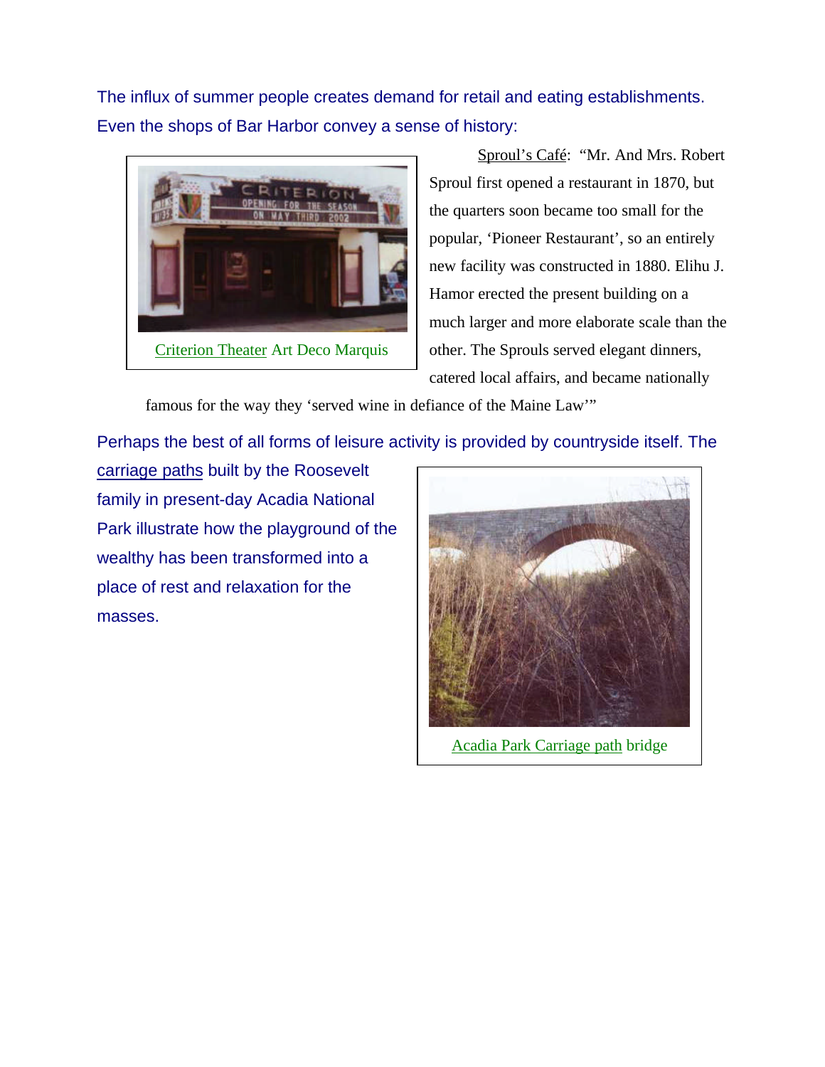The influx of summer people creates demand for retail and eating establishments. Even the shops of Bar Harbor convey a sense of history:

Criterion Theater Art Deco Marquis

Sproul's Café: "Mr. And Mrs. Robert Sproul first opened a restaurant in 1870, but the quarters soon became too small for the popular, 'Pioneer Restaurant', so an entirely new facility was constructed in 1880. Elihu J. Hamor erected the present building on a much larger and more elaborate scale than the other. The Sprouls served elegant dinners, catered local affairs, and became nationally famous for the way they 'served wine in defiance of the Maine Law'"

Perhaps the best of all forms of leisure activity is provided by countryside itself. The carriage paths built by the Roosevelt family in present-day Acadia National Park illustrate how the playground of the wealthy has been transformed into a place of rest and relaxation for the masses.

Acadia Park Carriage path bridge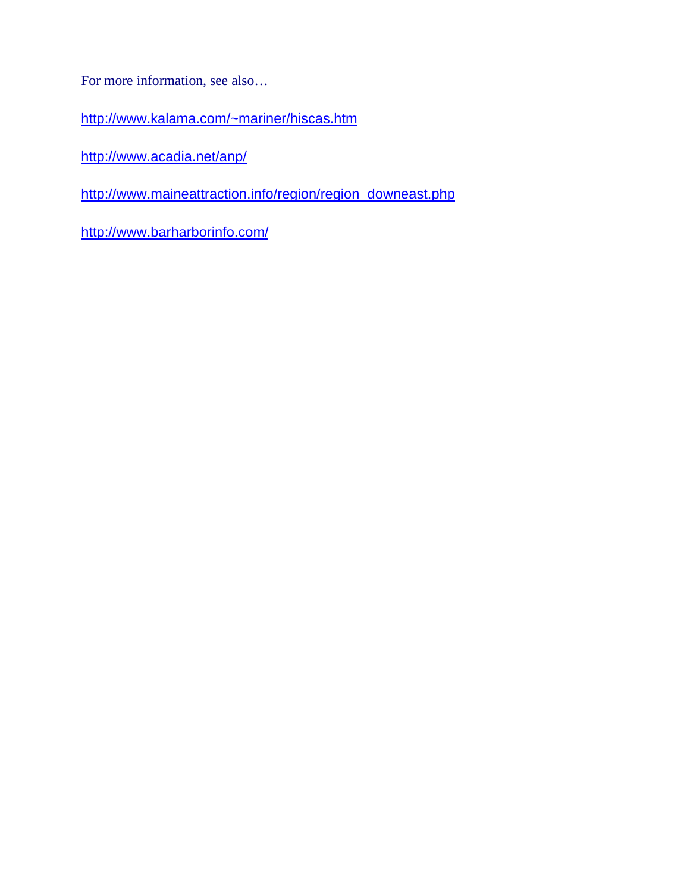For more information, see also…

http://www.kalama.com/~mariner/hiscas.htm

http://www.acadia.net/anp/

http://www.maineattraction.info/region/region_downeast.php

http://www.barharborinfo.com/